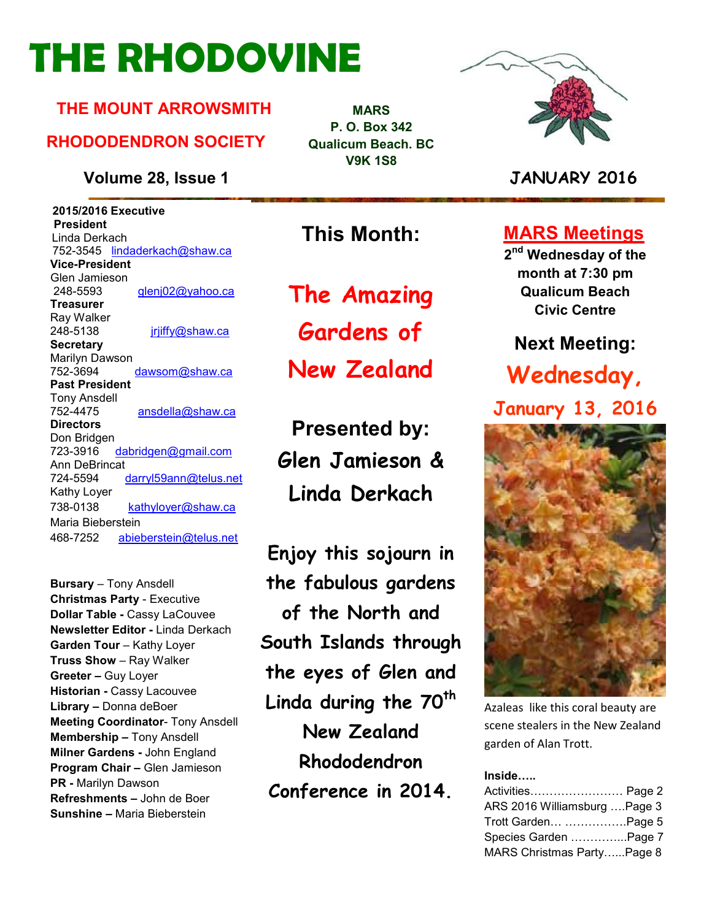# THE RHODOVINE

**THE MOUNT ARROWSMITH RHODODENDRON SOCIETY**

**MARS**
**P. O. Box 342**
**Qualicum Beach. BC**
**V9K 1S8**

**Volume 28, Issue 1** — **JANUARY 2016**

**2015/2016 Executive**

**President**
Linda Derkach
752-3545 lindaderkach@shaw.ca

**Vice-President**
Glen Jamieson
248-5593 glenj02@yahoo.ca

**Treasurer**
Ray Walker
248-5138 jrjiffy@shaw.ca

**Secretary**
Marilyn Dawson
752-3694 dawsom@shaw.ca

**Past President**
Tony Ansdell
752-4475 ansdella@shaw.ca

**Directors**
Don Bridgen
723-3916 dabridgen@gmail.com
Ann DeBrincat
724-5594 darryl59ann@telus.net
Kathy Loyer
738-0138 kathyloyer@shaw.ca
Maria Bieberstein
468-7252 abieberstein@telus.net

**Bursary** – Tony Ansdell
**Christmas Party** - Executive
**Dollar Table** - Cassy LaCouvee
**Newsletter Editor** - Linda Derkach
**Garden Tour** – Kathy Loyer
**Truss Show** – Ray Walker
**Greeter** – Guy Loyer
**Historian** - Cassy Lacouvee
**Library** – Donna deBoer
**Meeting Coordinator**- Tony Ansdell
**Membership** – Tony Ansdell
**Milner Gardens** - John England
**Program Chair** – Glen Jamieson
**PR** - Marilyn Dawson
**Refreshments** – John de Boer
**Sunshine** – Maria Bieberstein

## This Month:

## The Amazing Gardens of New Zealand

### Presented by: Glen Jamieson & Linda Derkach

**Enjoy this sojourn in the fabulous gardens of the North and South Islands through the eyes of Glen and Linda during the 70th New Zealand Rhododendron Conference in 2014.**

## MARS Meetings

**2nd Wednesday of the month at 7:30 pm**
**Qualicum Beach Civic Centre**

**Next Meeting:**

## Wednesday, January 13, 2016

Azaleas like this coral beauty are scene stealers in the New Zealand garden of Alan Trott.

**Inside…..**

Activities…………………… Page 2
ARS 2016 Williamsburg ….Page 3
Trott Garden… …………….Page 5
Species Garden …………...Page 7
MARS Christmas Party…...Page 8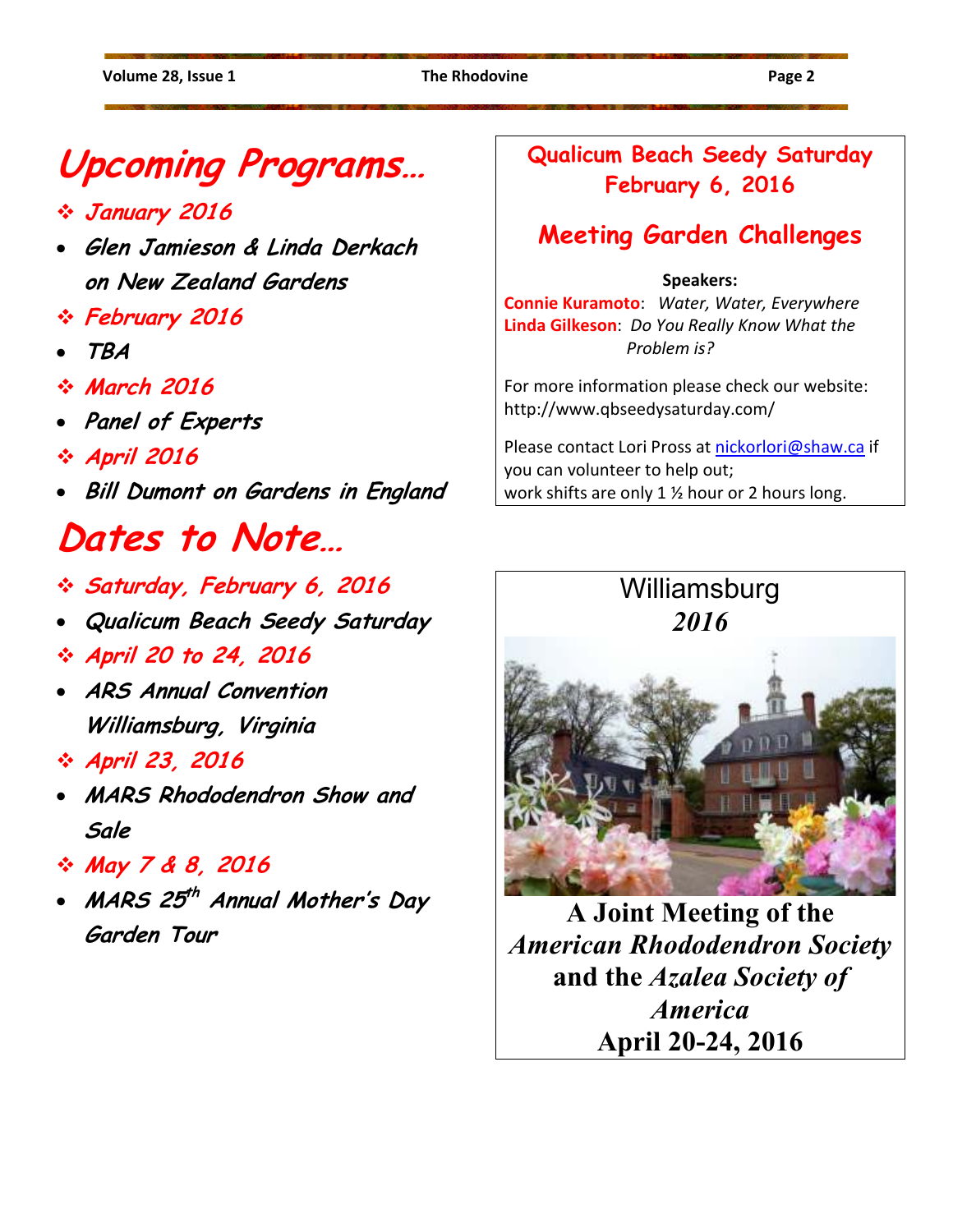# Upcoming Programs…

- ***January 2016***
  - ***Glen Jamieson & Linda Derkach on New Zealand Gardens***
- ***February 2016***
  - ***TBA***
- ***March 2016***
  - ***Panel of Experts***
- ***April 2016***
  - ***Bill Dumont on Gardens in England***

# Dates to Note…

- ***Saturday, February 6, 2016***
  - ***Qualicum Beach Seedy Saturday***
- ***April 20 to 24, 2016***
  - ***ARS Annual Convention Williamsburg, Virginia***
- ***April 23, 2016***
  - ***MARS Rhododendron Show and Sale***
- ***May 7 & 8, 2016***
  - ***MARS 25th Annual Mother's Day Garden Tour***

## Qualicum Beach Seedy Saturday February 6, 2016

## Meeting Garden Challenges

**Speakers:**

**Connie Kuramoto**: *Water, Water, Everywhere*
**Linda Gilkeson**: *Do You Really Know What the Problem is?*

For more information please check our website: http://www.qbseedysaturday.com/

Please contact Lori Pross at nickorlori@shaw.ca if you can volunteer to help out; work shifts are only 1 ½ hour or 2 hours long.

Williamsburg
*2016*

**A Joint Meeting of the *American Rhododendron Society* and the *Azalea Society of America***
**April 20-24, 2016**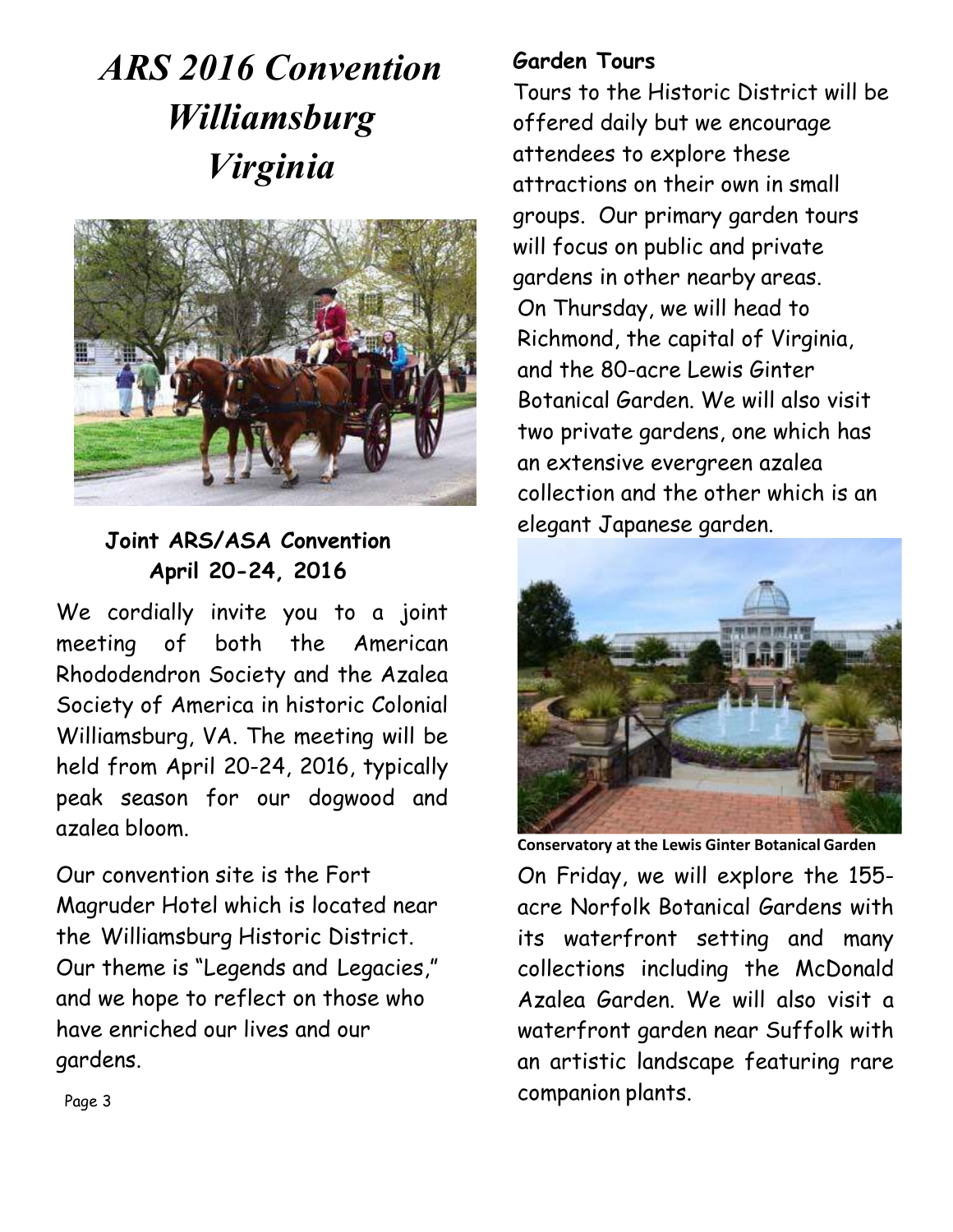# *ARS 2016 Convention Williamsburg Virginia*

**Joint ARS/ASA Convention April 20-24, 2016**

We cordially invite you to a joint meeting of both the American Rhododendron Society and the Azalea Society of America in historic Colonial Williamsburg, VA. The meeting will be held from April 20-24, 2016, typically peak season for our dogwood and azalea bloom.

Our convention site is the Fort Magruder Hotel which is located near the Williamsburg Historic District. Our theme is "Legends and Legacies," and we hope to reflect on those who have enriched our lives and our gardens.

**Garden Tours**

Tours to the Historic District will be offered daily but we encourage attendees to explore these attractions on their own in small groups. Our primary garden tours will focus on public and private gardens in other nearby areas. On Thursday, we will head to Richmond, the capital of Virginia, and the 80-acre Lewis Ginter Botanical Garden. We will also visit two private gardens, one which has an extensive evergreen azalea collection and the other which is an elegant Japanese garden.

**Conservatory at the Lewis Ginter Botanical Garden**

On Friday, we will explore the 155-acre Norfolk Botanical Gardens with its waterfront setting and many collections including the McDonald Azalea Garden. We will also visit a waterfront garden near Suffolk with an artistic landscape featuring rare companion plants.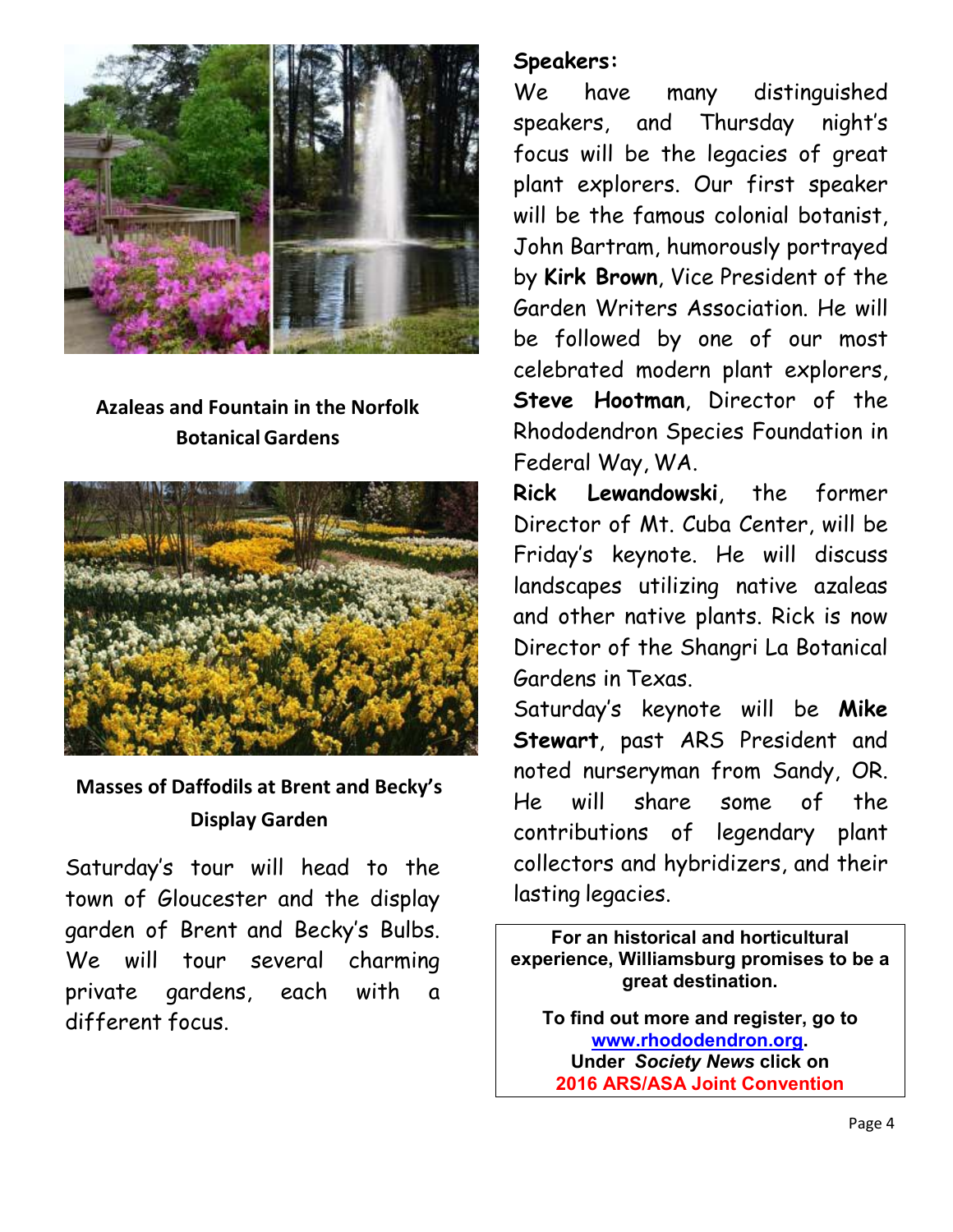**Azaleas and Fountain in the Norfolk Botanical Gardens**

**Masses of Daffodils at Brent and Becky's Display Garden**

Saturday's tour will head to the town of Gloucester and the display garden of Brent and Becky's Bulbs. We will tour several charming private gardens, each with a different focus.

## Speakers:

We have many distinguished speakers, and Thursday night's focus will be the legacies of great plant explorers. Our first speaker will be the famous colonial botanist, John Bartram, humorously portrayed by **Kirk Brown**, Vice President of the Garden Writers Association. He will be followed by one of our most celebrated modern plant explorers, **Steve Hootman**, Director of the Rhododendron Species Foundation in Federal Way, WA.

**Rick Lewandowski**, the former Director of Mt. Cuba Center, will be Friday's keynote. He will discuss landscapes utilizing native azaleas and other native plants. Rick is now Director of the Shangri La Botanical Gardens in Texas.

Saturday's keynote will be **Mike Stewart**, past ARS President and noted nurseryman from Sandy, OR. He will share some of the contributions of legendary plant collectors and hybridizers, and their lasting legacies.

**For an historical and horticultural experience, Williamsburg promises to be a great destination.**

**To find out more and register, go to [www.rhododendron.org](http://www.rhododendron.org).**
**Under *Society News* click on**
**2016 ARS/ASA Joint Convention**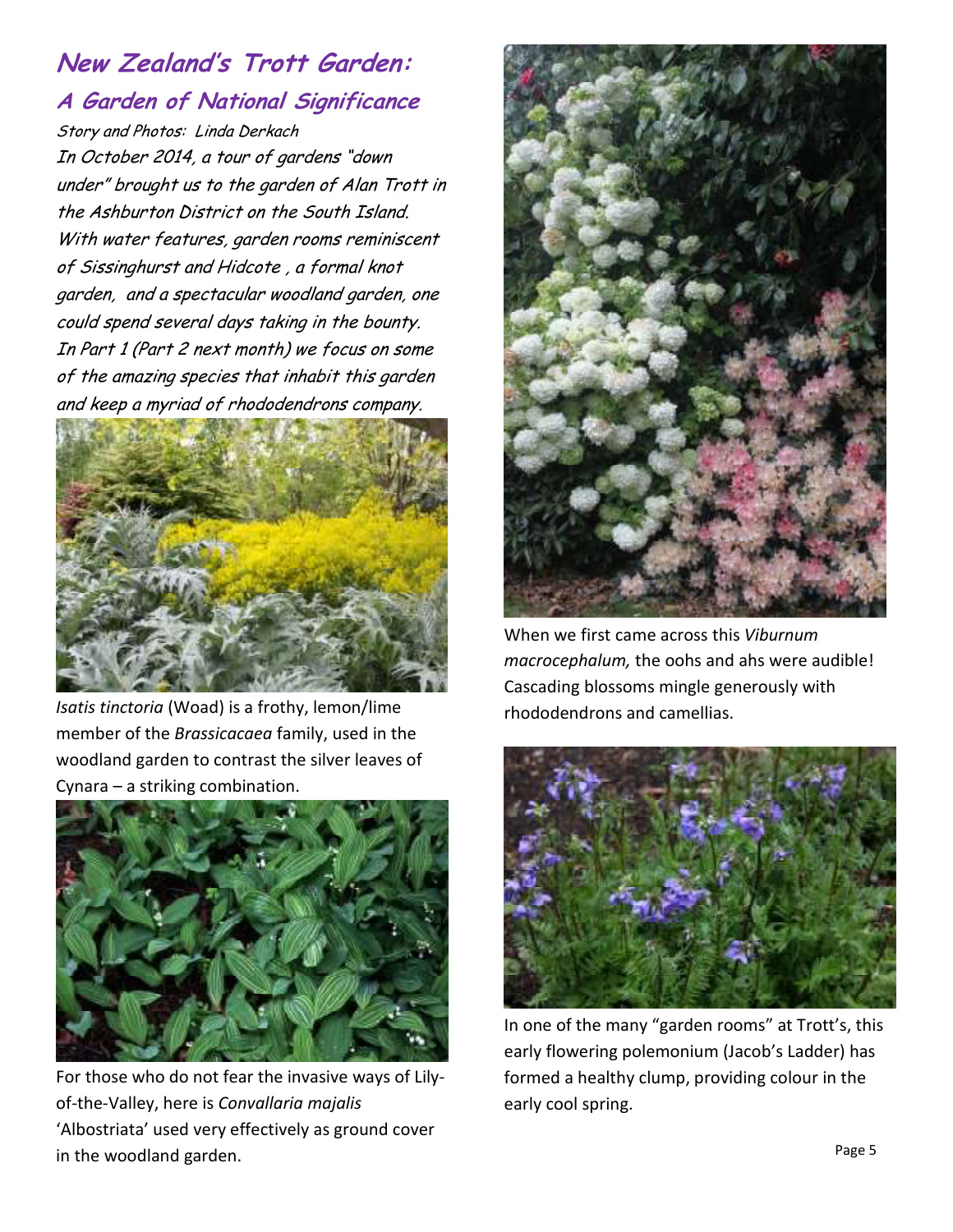# New Zealand's Trott Garden:

## A Garden of National Significance

*Story and Photos: Linda Derkach*

*In October 2014, a tour of gardens "down under" brought us to the garden of Alan Trott in the Ashburton District on the South Island. With water features, garden rooms reminiscent of Sissinghurst and Hidcote , a formal knot garden, and a spectacular woodland garden, one could spend several days taking in the bounty. In Part 1 (Part 2 next month) we focus on some of the amazing species that inhabit this garden and keep a myriad of rhododendrons company.*

*Isatis tinctoria* (Woad) is a frothy, lemon/lime member of the *Brassicacaea* family, used in the woodland garden to contrast the silver leaves of Cynara – a striking combination.

For those who do not fear the invasive ways of Lily-of-the-Valley, here is *Convallaria majalis* 'Albostriata' used very effectively as ground cover in the woodland garden.

When we first came across this *Viburnum macrocephalum,* the oohs and ahs were audible! Cascading blossoms mingle generously with rhododendrons and camellias.

In one of the many "garden rooms" at Trott's, this early flowering polemonium (Jacob's Ladder) has formed a healthy clump, providing colour in the early cool spring.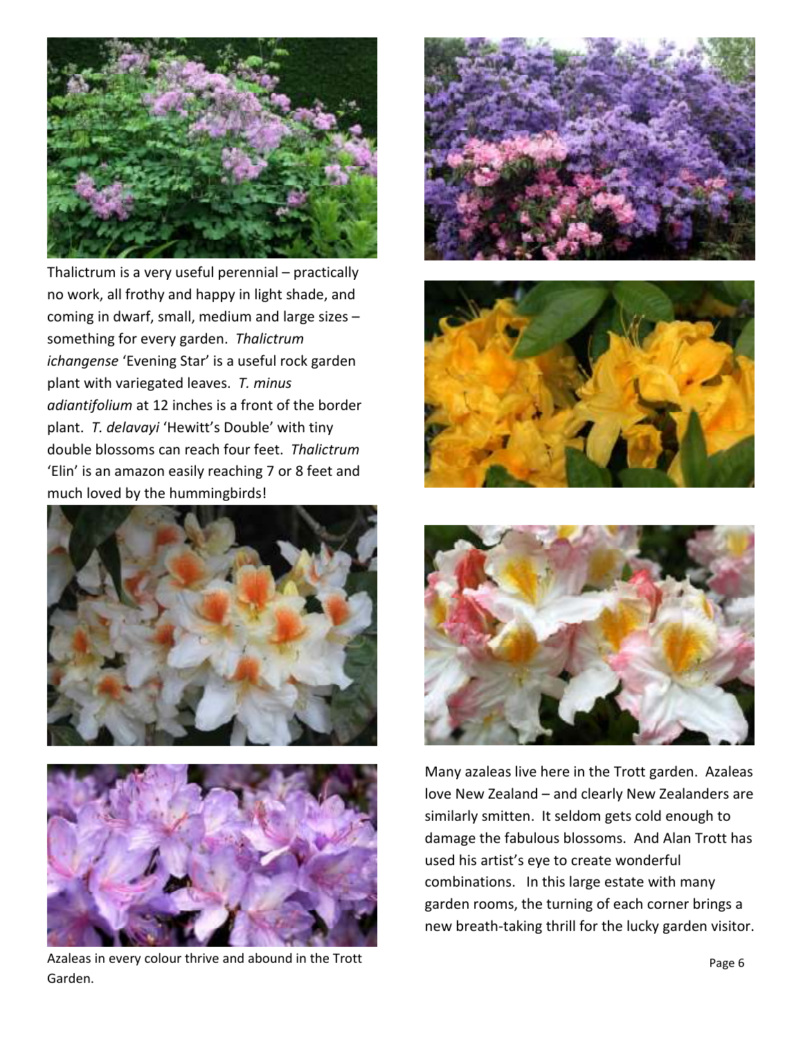Thalictrum is a very useful perennial – practically no work, all frothy and happy in light shade, and coming in dwarf, small, medium and large sizes – something for every garden. *Thalictrum ichangense* 'Evening Star' is a useful rock garden plant with variegated leaves. *T. minus adiantifolium* at 12 inches is a front of the border plant. *T. delavayi* 'Hewitt's Double' with tiny double blossoms can reach four feet. *Thalictrum* 'Elin' is an amazon easily reaching 7 or 8 feet and much loved by the hummingbirds!

Azaleas in every colour thrive and abound in the Trott Garden.

Many azaleas live here in the Trott garden. Azaleas love New Zealand – and clearly New Zealanders are similarly smitten. It seldom gets cold enough to damage the fabulous blossoms. And Alan Trott has used his artist's eye to create wonderful combinations. In this large estate with many garden rooms, the turning of each corner brings a new breath-taking thrill for the lucky garden visitor.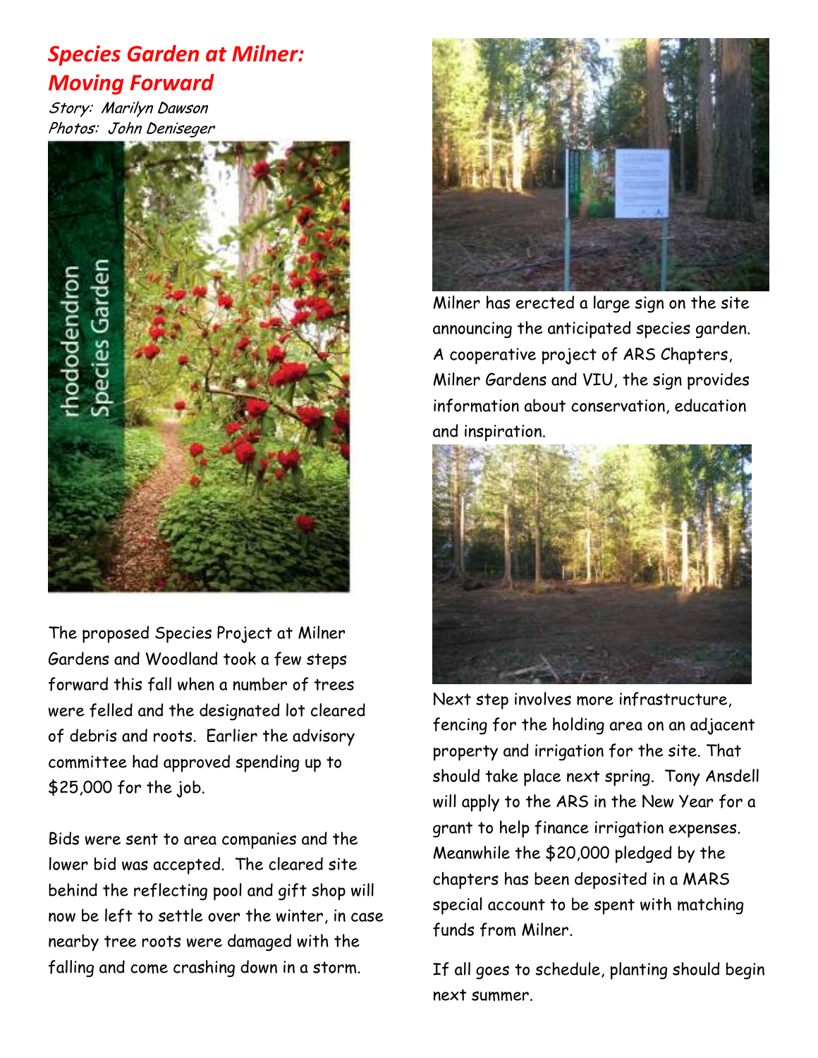# *Species Garden at Milner: Moving Forward*

*Story: Marilyn Dawson*
*Photos: John Deniseger*

The proposed Species Project at Milner Gardens and Woodland took a few steps forward this fall when a number of trees were felled and the designated lot cleared of debris and roots. Earlier the advisory committee had approved spending up to $25,000 for the job.

Bids were sent to area companies and the lower bid was accepted. The cleared site behind the reflecting pool and gift shop will now be left to settle over the winter, in case nearby tree roots were damaged with the falling and come crashing down in a storm.

Milner has erected a large sign on the site announcing the anticipated species garden. A cooperative project of ARS Chapters, Milner Gardens and VIU, the sign provides information about conservation, education and inspiration.

Next step involves more infrastructure, fencing for the holding area on an adjacent property and irrigation for the site. That should take place next spring. Tony Ansdell will apply to the ARS in the New Year for a grant to help finance irrigation expenses. Meanwhile the $20,000 pledged by the chapters has been deposited in a MARS special account to be spent with matching funds from Milner.

If all goes to schedule, planting should begin next summer.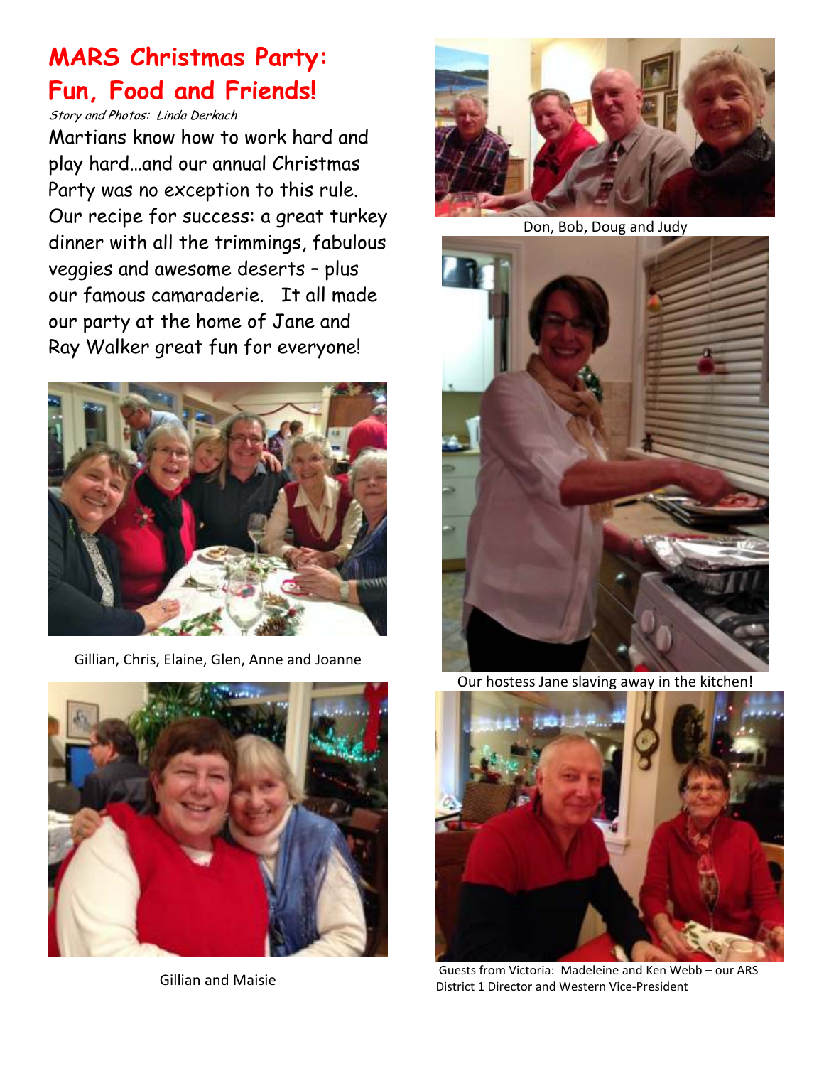# MARS Christmas Party: Fun, Food and Friends!

*Story and Photos: Linda Derkach*

Martians know how to work hard and play hard…and our annual Christmas Party was no exception to this rule. Our recipe for success: a great turkey dinner with all the trimmings, fabulous veggies and awesome deserts – plus our famous camaraderie. It all made our party at the home of Jane and Ray Walker great fun for everyone!

Gillian, Chris, Elaine, Glen, Anne and Joanne

Gillian and Maisie

Don, Bob, Doug and Judy

Our hostess Jane slaving away in the kitchen!

Guests from Victoria: Madeleine and Ken Webb – our ARS District 1 Director and Western Vice-President